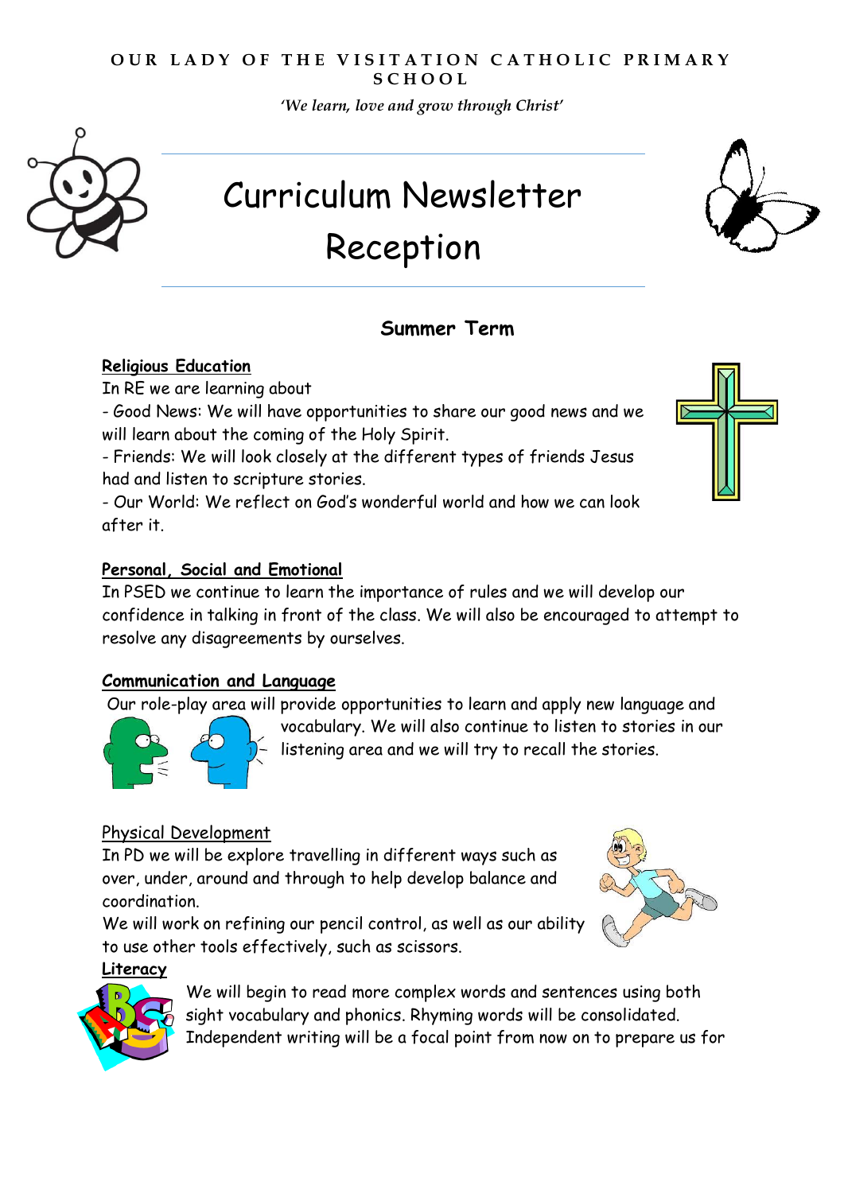**OUR LADY OF THE VISITATION CATHOLIC PRIMARY SCHOOL**

*'We learn, love and grow through Christ'*

# Curriculum Newsletter
# Reception

## Summer Term

**Religious Education**

In RE we are learning about

- Good News: We will have opportunities to share our good news and we will learn about the coming of the Holy Spirit.
- Friends: We will look closely at the different types of friends Jesus had and listen to scripture stories.
- Our World: We reflect on God's wonderful world and how we can look after it.

**Personal, Social and Emotional**

In PSED we continue to learn the importance of rules and we will develop our confidence in talking in front of the class. We will also be encouraged to attempt to resolve any disagreements by ourselves.

**Communication and Language**

Our role-play area will provide opportunities to learn and apply new language and vocabulary. We will also continue to listen to stories in our listening area and we will try to recall the stories.

Physical Development

In PD we will be explore travelling in different ways such as over, under, around and through to help develop balance and coordination.

We will work on refining our pencil control, as well as our ability to use other tools effectively, such as scissors.

**Literacy**

We will begin to read more complex words and sentences using both sight vocabulary and phonics. Rhyming words will be consolidated. Independent writing will be a focal point from now on to prepare us for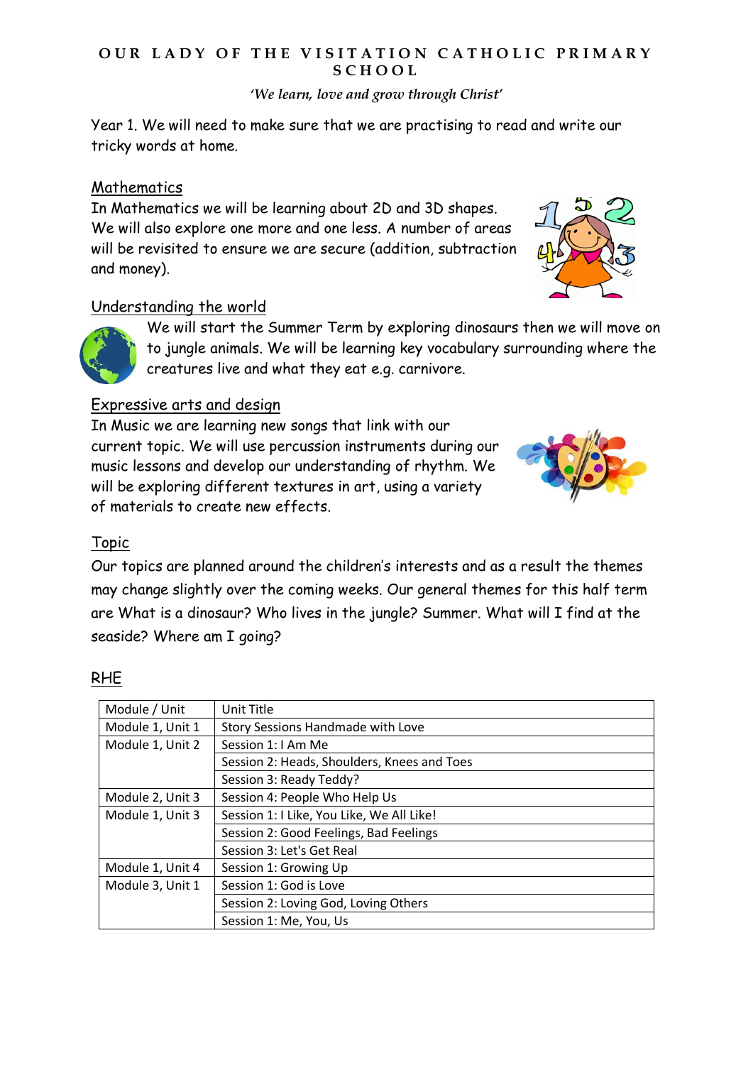# OUR LADY OF THE VISITATION CATHOLIC PRIMARY SCHOOL

*'We learn, love and grow through Christ'*

Year 1. We will need to make sure that we are practising to read and write our tricky words at home.

## Mathematics

In Mathematics we will be learning about 2D and 3D shapes. We will also explore one more and one less. A number of areas will be revisited to ensure we are secure (addition, subtraction and money).

## Understanding the world

We will start the Summer Term by exploring dinosaurs then we will move on to jungle animals. We will be learning key vocabulary surrounding where the creatures live and what they eat e.g. carnivore.

## Expressive arts and design

In Music we are learning new songs that link with our current topic. We will use percussion instruments during our music lessons and develop our understanding of rhythm. We will be exploring different textures in art, using a variety of materials to create new effects.

## Topic

Our topics are planned around the children's interests and as a result the themes may change slightly over the coming weeks. Our general themes for this half term are What is a dinosaur? Who lives in the jungle? Summer. What will I find at the seaside? Where am I going?

## RHE

| Module / Unit | Unit Title |
|---|---|
| Module 1, Unit 1 | Story Sessions Handmade with Love |
| Module 1, Unit 2 | Session 1: I Am Me |
| | Session 2: Heads, Shoulders, Knees and Toes |
| | Session 3: Ready Teddy? |
| Module 2, Unit 3 | Session 4: People Who Help Us |
| Module 1, Unit 3 | Session 1: I Like, You Like, We All Like! |
| | Session 2: Good Feelings, Bad Feelings |
| | Session 3: Let's Get Real |
| Module 1, Unit 4 | Session 1: Growing Up |
| Module 3, Unit 1 | Session 1: God is Love |
| | Session 2: Loving God, Loving Others |
| | Session 1: Me, You, Us |